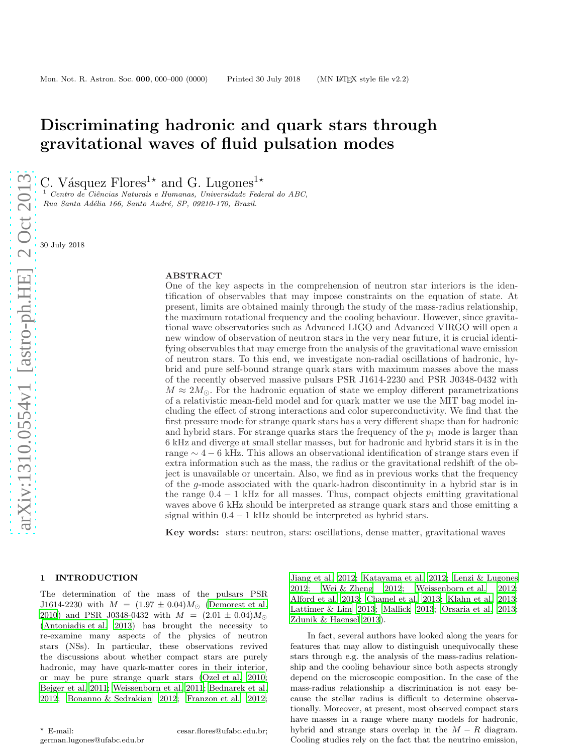# Discriminating hadronic and quark stars through gravitational waves of fluid pulsation modes

C. Vásquez Flores[1⋆] and G. Lugones[1⋆]

[1] *Centro de Ciências Naturais e Humanas, Universidade Federal do ABC, Rua Santa Adélia 166, Santo André, SP, 09210-170, Brazil.*

30 July 2018

## ABSTRACT

One of the key aspects in the comprehension of neutron star interiors is the identification of observables that may impose constraints on the equation of state. At present, limits are obtained mainly through the study of the mass-radius relationship, the maximum rotational frequency and the cooling behaviour. However, since gravitational wave observatories such as Advanced LIGO and Advanced VIRGO will open a new window of observation of neutron stars in the very near future, it is crucial identifying observables that may emerge from the analysis of the gravitational wave emission of neutron stars. To this end, we investigate non-radial oscillations of hadronic, hybrid and pure self-bound strange quark stars with maximum masses above the mass of the recently observed massive pulsars PSR J1614-2230 and PSR J0348-0432 with $M \approx 2M_{\odot}$. For the hadronic equation of state we employ different parametrizations of a relativistic mean-field model and for quark matter we use the MIT bag model including the effect of strong interactions and color superconductivity. We find that the first pressure mode for strange quark stars has a very different shape than for hadronic and hybrid stars. For strange quarks stars the frequency of the $p_1$ mode is larger than 6 kHz and diverge at small stellar masses, but for hadronic and hybrid stars it is in the range $\sim 4 - 6$ kHz. This allows an observational identification of strange stars even if extra information such as the mass, the radius or the gravitational redshift of the object is unavailable or uncertain. Also, we find as in previous works that the frequency of the $g$-mode associated with the quark-hadron discontinuity in a hybrid star is in the range $0.4 - 1$ kHz for all masses. Thus, compact objects emitting gravitational waves above 6 kHz should be interpreted as strange quark stars and those emitting a signal within $0.4 - 1$ kHz should be interpreted as hybrid stars.

**Key words:** stars: neutron, stars: oscillations, dense matter, gravitational waves

## 1 INTRODUCTION

The determination of the mass of the pulsars PSR J1614-2230 with $M = (1.97 \pm 0.04)M_{\odot}$ (Demorest et al. 2010) and PSR J0348-0432 with $M = (2.01 \pm 0.04)M_{\odot}$ (Antoniadis et al. 2013) has brought the necessity to re-examine many aspects of the physics of neutron stars (NSs). In particular, these observations revived the discussions about whether compact stars are purely hadronic, may have quark-matter cores in their interior, or may be pure strange quark stars (Ozel et al. 2010; Bejger et al. 2011; Weissenborn et al. 2011; Bednarek et al. 2012; Bonanno & Sedrakian 2012; Franzon et al. 2012; Jiang et al. 2012; Katayama et al. 2012; Lenzi & Lugones 2012; Wei & Zheng 2012; Weissenborn et al. 2012; Alford et al. 2013; Chamel et al. 2013; Klahn et al. 2013; Lattimer & Lim 2013; Mallick 2013; Orsaria et al. 2013; Zdunik & Haensel 2013).

In fact, several authors have looked along the years for features that may allow to distinguish unequivocally these stars through e.g. the analysis of the mass-radius relationship and the cooling behaviour since both aspects strongly depend on the microscopic composition. In the case of the mass-radius relationship a discrimination is not easy because the stellar radius is difficult to determine observationally. Moreover, at present, most observed compact stars have masses in a range where many models for hadronic, hybrid and strange stars overlap in the $M - R$ diagram. Cooling studies rely on the fact that the neutrino emission,

⋆ E-mail: cesar.flores@ufabc.edu.br; german.lugones@ufabc.edu.br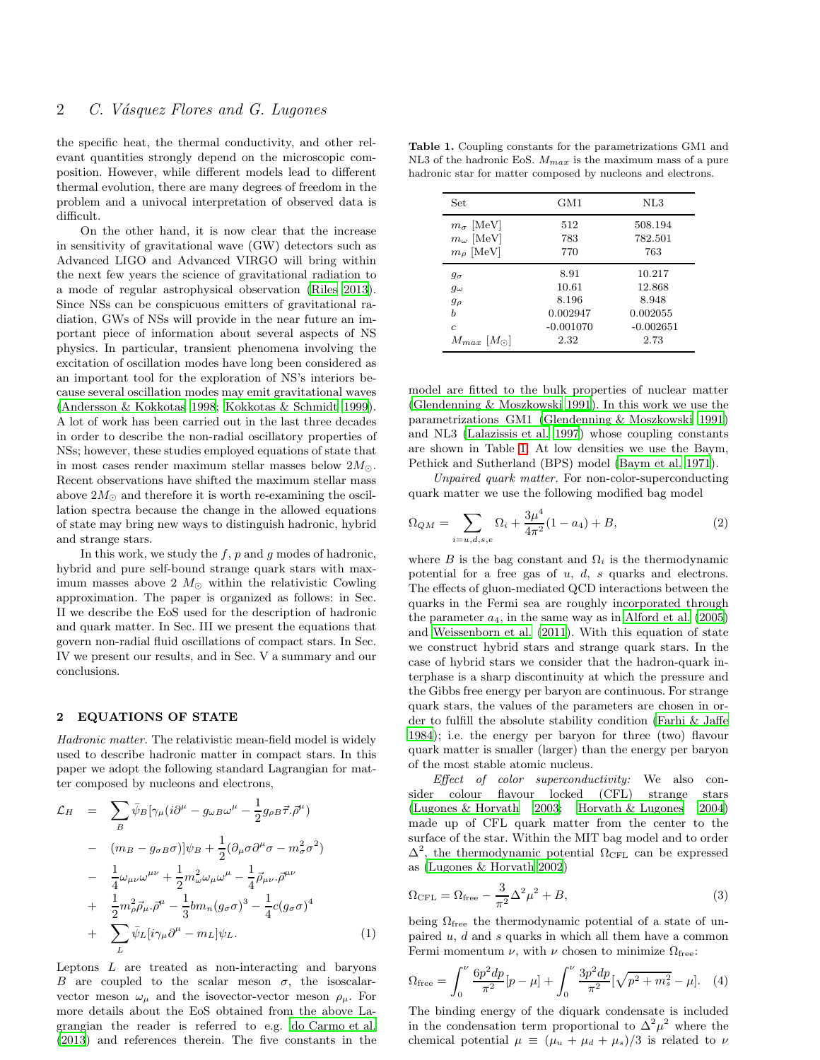the specific heat, the thermal conductivity, and other relevant quantities strongly depend on the microscopic composition. However, while different models lead to different thermal evolution, there are many degrees of freedom in the problem and a univocal interpretation of observed data is difficult.

On the other hand, it is now clear that the increase in sensitivity of gravitational wave (GW) detectors such as Advanced LIGO and Advanced VIRGO will bring within the next few years the science of gravitational radiation to a mode of regular astrophysical observation (Riles 2013). Since NSs can be conspicuous emitters of gravitational radiation, GWs of NSs will provide in the near future an important piece of information about several aspects of NS physics. In particular, transient phenomena involving the excitation of oscillation modes have long been considered as an important tool for the exploration of NS's interiors because several oscillation modes may emit gravitational waves (Andersson & Kokkotas 1998; Kokkotas & Schmidt 1999). A lot of work has been carried out in the last three decades in order to describe the non-radial oscillatory properties of NSs; however, these studies employed equations of state that in most cases render maximum stellar masses below $2M_\odot$. Recent observations have shifted the maximum stellar mass above $2M_\odot$ and therefore it is worth re-examining the oscillation spectra because the change in the allowed equations of state may bring new ways to distinguish hadronic, hybrid and strange stars.

In this work, we study the $f$, $p$ and $g$ modes of hadronic, hybrid and pure self-bound strange quark stars with maximum masses above 2 $M_\odot$ within the relativistic Cowling approximation. The paper is organized as follows: in Sec. II we describe the EoS used for the description of hadronic and quark matter. In Sec. III we present the equations that govern non-radial fluid oscillations of compact stars. In Sec. IV we present our results, and in Sec. V a summary and our conclusions.

## 2 EQUATIONS OF STATE

*Hadronic matter.* The relativistic mean-field model is widely used to describe hadronic matter in compact stars. In this paper we adopt the following standard Lagrangian for matter composed by nucleons and electrons,

$$
\begin{aligned}
\mathcal{L}_H &= \sum_B \bar{\psi}_B[\gamma_\mu(i\partial^\mu - g_{\omega B}\omega^\mu - \frac{1}{2}g_{\rho B}\vec{\tau}.\vec{\rho}^\mu) \\
&- (m_B - g_{\sigma B}\sigma)]\psi_B + \frac{1}{2}(\partial_\mu\sigma\partial^\mu\sigma - m_\sigma^2\sigma^2) \\
&- \frac{1}{4}\omega_{\mu\nu}\omega^{\mu\nu} + \frac{1}{2}m_\omega^2\omega_\mu\omega^\mu - \frac{1}{4}\vec{\rho}_{\mu\nu}.\vec{\rho}^{\mu\nu} \\
&+ \frac{1}{2}m_\rho^2\vec{\rho}_\mu.\vec{\rho}^\mu - \frac{1}{3}bm_n(g_\sigma\sigma)^3 - \frac{1}{4}c(g_\sigma\sigma)^4 \\
&+ \sum_L \bar{\psi}_L[i\gamma_\mu\partial^\mu - m_L]\psi_L.
\end{aligned} \quad (1)
$$

Leptons $L$ are treated as non-interacting and baryons $B$ are coupled to the scalar meson $\sigma$, the isoscalar-vector meson $\omega_\mu$ and the isovector-vector meson $\rho_\mu$. For more details about the EoS obtained from the above Lagrangian the reader is referred to e.g. do Carmo et al. (2013) and references therein. The five constants in the model are fitted to the bulk properties of nuclear matter (Glendenning & Moszkowski 1991). In this work we use the parametrizations GM1 (Glendenning & Moszkowski 1991) and NL3 (Lalazissis et al. 1997) whose coupling constants are shown in Table 1. At low densities we use the Baym, Pethick and Sutherland (BPS) model (Baym et al. 1971).

**Table 1.** Coupling constants for the parametrizations GM1 and NL3 of the hadronic EoS. $M_{max}$ is the maximum mass of a pure hadronic star for matter composed by nucleons and electrons.

| Set | GM1 | NL3 |
|---|---|---|
| $m_\sigma$ [MeV] | 512 | 508.194 |
| $m_\omega$ [MeV] | 783 | 782.501 |
| $m_\rho$ [MeV] | 770 | 763 |
| $g_\sigma$ | 8.91 | 10.217 |
| $g_\omega$ | 10.61 | 12.868 |
| $g_\rho$ | 8.196 | 8.948 |
| $b$ | 0.002947 | 0.002055 |
| $c$ | -0.001070 | -0.002651 |
| $M_{max}$ [$M_\odot$] | 2.32 | 2.73 |

*Unpaired quark matter.* For non-color-superconducting quark matter we use the following modified bag model

$$
\Omega_{QM} = \sum_{i=u,d,s,e} \Omega_i + \frac{3\mu^4}{4\pi^2}(1 - a_4) + B, \quad (2)
$$

where $B$ is the bag constant and $\Omega_i$ is the thermodynamic potential for a free gas of $u$, $d$, $s$ quarks and electrons. The effects of gluon-mediated QCD interactions between the quarks in the Fermi sea are roughly incorporated through the parameter $a_4$, in the same way as in Alford et al. (2005) and Weissenborn et al. (2011). With this equation of state we construct hybrid stars and strange quark stars. In the case of hybrid stars we consider that the hadron-quark interphase is a sharp discontinuity at which the pressure and the Gibbs free energy per baryon are continuous. For strange quark stars, the values of the parameters are chosen in order to fulfill the absolute stability condition (Farhi & Jaffe 1984); i.e. the energy per baryon for three (two) flavour quark matter is smaller (larger) than the energy per baryon of the most stable atomic nucleus.

*Effect of color superconductivity:* We also consider colour flavour locked (CFL) strange stars (Lugones & Horvath 2003; Horvath & Lugones 2004) made up of CFL quark matter from the center to the surface of the star. Within the MIT bag model and to order $\Delta^2$, the thermodynamic potential $\Omega_{\rm CFL}$ can be expressed as (Lugones & Horvath 2002)

$$
\Omega_{\rm CFL} = \Omega_{\rm free} - \frac{3}{\pi^2}\Delta^2\mu^2 + B, \quad (3)
$$

being $\Omega_{\rm free}$ the thermodynamic potential of a state of unpaired $u$, $d$ and $s$ quarks in which all them have a common Fermi momentum $\nu$, with $\nu$ chosen to minimize $\Omega_{\rm free}$:

$$
\Omega_{\rm free} = \int_0^\nu \frac{6p^2dp}{\pi^2}[p - \mu] + \int_0^\nu \frac{3p^2dp}{\pi^2}[\sqrt{p^2 + m_s^2} - \mu]. \quad (4)
$$

The binding energy of the diquark condensate is included in the condensation term proportional to $\Delta^2\mu^2$ where the chemical potential $\mu \equiv (\mu_u + \mu_d + \mu_s)/3$ is related to $\nu$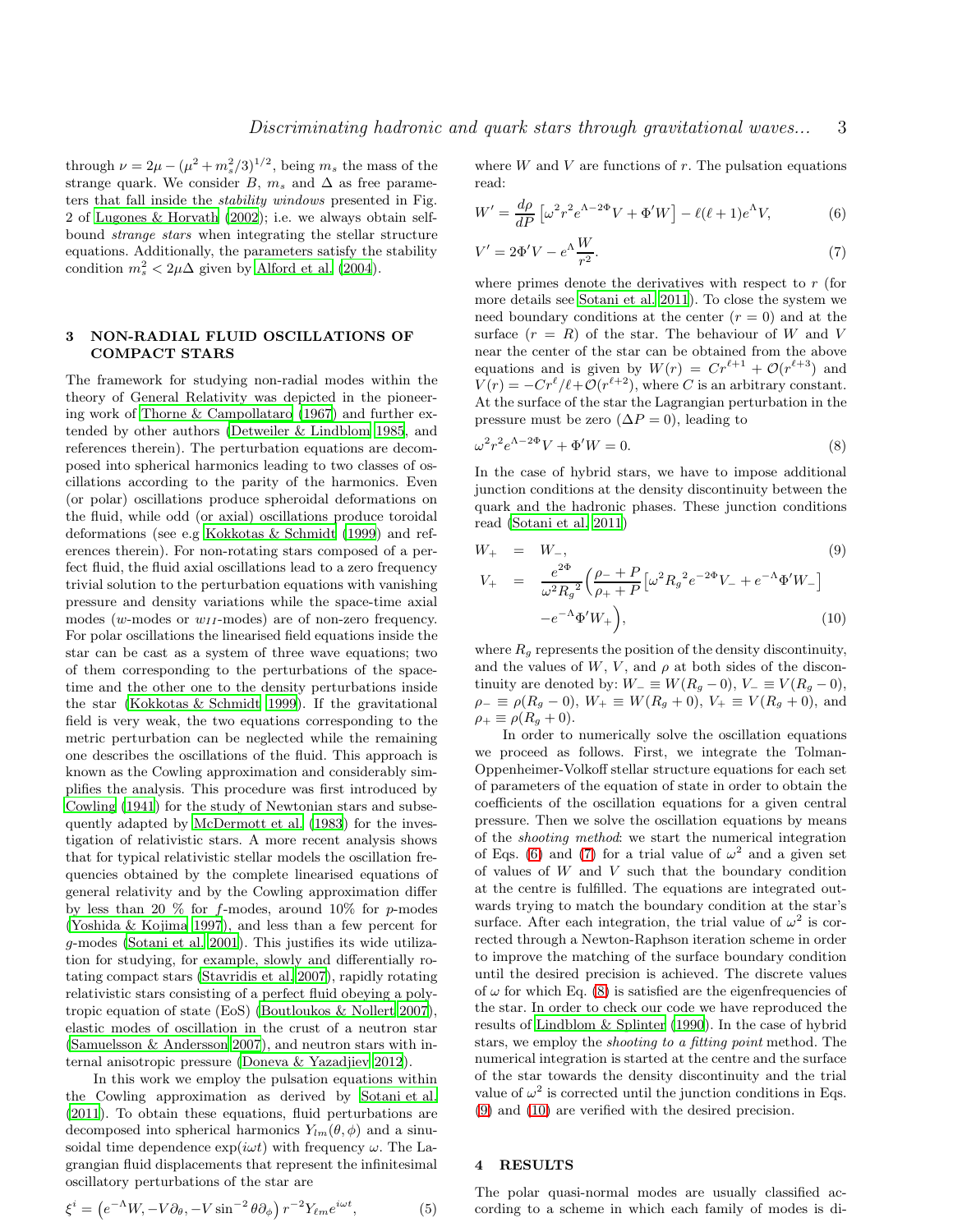through $\nu = 2\mu - (\mu^2 + m_s^2/3)^{1/2}$, being $m_s$ the mass of the strange quark. We consider $B$, $m_s$ and $\Delta$ as free parameters that fall inside the *stability windows* presented in Fig. 2 of Lugones & Horvath (2002); i.e. we always obtain self-bound *strange stars* when integrating the stellar structure equations. Additionally, the parameters satisfy the stability condition $m_s^2 < 2\mu\Delta$ given by Alford et al. (2004).

## 3 NON-RADIAL FLUID OSCILLATIONS OF COMPACT STARS

The framework for studying non-radial modes within the theory of General Relativity was depicted in the pioneering work of Thorne & Campollataro (1967) and further extended by other authors (Detweiler & Lindblom 1985, and references therein). The perturbation equations are decomposed into spherical harmonics leading to two classes of oscillations according to the parity of the harmonics. Even (or polar) oscillations produce spheroidal deformations on the fluid, while odd (or axial) oscillations produce toroidal deformations (see e.g Kokkotas & Schmidt (1999) and references therein). For non-rotating stars composed of a perfect fluid, the fluid axial oscillations lead to a zero frequency trivial solution to the perturbation equations with vanishing pressure and density variations while the space-time axial modes ($w$-modes or $w_{II}$-modes) are of non-zero frequency. For polar oscillations the linearised field equations inside the star can be cast as a system of three wave equations; two of them corresponding to the perturbations of the space-time and the other one to the density perturbations inside the star (Kokkotas & Schmidt 1999). If the gravitational field is very weak, the two equations corresponding to the metric perturbation can be neglected while the remaining one describes the oscillations of the fluid. This approach is known as the Cowling approximation and considerably simplifies the analysis. This procedure was first introduced by Cowling (1941) for the study of Newtonian stars and subsequently adapted by McDermott et al. (1983) for the investigation of relativistic stars. A more recent analysis shows that for typical relativistic stellar models the oscillation frequencies obtained by the complete linearised equations of general relativity and by the Cowling approximation differ by less than 20 % for $f$-modes, around 10% for $p$-modes (Yoshida & Kojima 1997), and less than a few percent for $g$-modes (Sotani et al. 2001). This justifies its wide utilization for studying, for example, slowly and differentially rotating compact stars (Stavridis et al. 2007), rapidly rotating relativistic stars consisting of a perfect fluid obeying a polytropic equation of state (EoS) (Boutloukos & Nollert 2007), elastic modes of oscillation in the crust of a neutron star (Samuelsson & Andersson 2007), and neutron stars with internal anisotropic pressure (Doneva & Yazadjiev 2012).

In this work we employ the pulsation equations within the Cowling approximation as derived by Sotani et al. (2011). To obtain these equations, fluid perturbations are decomposed into spherical harmonics $Y_{lm}(\theta, \phi)$ and a sinusoidal time dependence $\exp(i\omega t)$ with frequency $\omega$. The Lagrangian fluid displacements that represent the infinitesimal oscillatory perturbations of the star are

$$\xi^i = \left(e^{-\Lambda} W, -V\partial_\theta, -V \sin^{-2}\theta\partial_\phi\right) r^{-2} Y_{\ell m} e^{i\omega t}, \tag{5}$$

where $W$ and $V$ are functions of $r$. The pulsation equations read:

$$W' = \frac{d\rho}{dP}\left[\omega^2 r^2 e^{\Lambda - 2\Phi} V + \Phi' W\right] - \ell(\ell+1) e^{\Lambda} V, \tag{6}$$

$$V' = 2\Phi' V - e^{\Lambda}\frac{W}{r^2}. \tag{7}$$

where primes denote the derivatives with respect to $r$ (for more details see Sotani et al. 2011). To close the system we need boundary conditions at the center ($r = 0$) and at the surface ($r = R$) of the star. The behaviour of $W$ and $V$ near the center of the star can be obtained from the above equations and is given by $W(r) = Cr^{\ell+1} + \mathcal{O}(r^{\ell+3})$ and $V(r) = -Cr^{\ell}/\ell + \mathcal{O}(r^{\ell+2})$, where $C$ is an arbitrary constant. At the surface of the star the Lagrangian perturbation in the pressure must be zero ($\Delta P = 0$), leading to

$$\omega^2 r^2 e^{\Lambda - 2\Phi} V + \Phi' W = 0. \tag{8}$$

In the case of hybrid stars, we have to impose additional junction conditions at the density discontinuity between the quark and the hadronic phases. These junction conditions read (Sotani et al. 2011)

$$W_+ = W_-, \tag{9}$$

$$V_+ = \frac{e^{2\Phi}}{\omega^2 {R_g}^2}\left(\frac{\rho_- + P}{\rho_+ + P}\left[\omega^2 {R_g}^2 e^{-2\Phi} V_- + e^{-\Lambda}\Phi' W_-\right] - e^{-\Lambda}\Phi' W_+\right), \tag{10}$$

where $R_g$ represents the position of the density discontinuity, and the values of $W$, $V$, and $\rho$ at both sides of the discontinuity are denoted by: $W_- \equiv W(R_g - 0)$, $V_- \equiv V(R_g - 0)$, $\rho_- \equiv \rho(R_g - 0)$, $W_+ \equiv W(R_g + 0)$, $V_+ \equiv V(R_g + 0)$, and $\rho_+ \equiv \rho(R_g + 0)$.

In order to numerically solve the oscillation equations we proceed as follows. First, we integrate the Tolman-Oppenheimer-Volkoff stellar structure equations for each set of parameters of the equation of state in order to obtain the coefficients of the oscillation equations for a given central pressure. Then we solve the oscillation equations by means of the *shooting method*: we start the numerical integration of Eqs. (6) and (7) for a trial value of $\omega^2$ and a given set of values of $W$ and $V$ such that the boundary condition at the centre is fulfilled. The equations are integrated outwards trying to match the boundary condition at the star's surface. After each integration, the trial value of $\omega^2$ is corrected through a Newton-Raphson iteration scheme in order to improve the matching of the surface boundary condition until the desired precision is achieved. The discrete values of $\omega$ for which Eq. (8) is satisfied are the eigenfrequencies of the star. In order to check our code we have reproduced the results of Lindblom & Splinter (1990). In the case of hybrid stars, we employ the *shooting to a fitting point* method. The numerical integration is started at the centre and the surface of the star towards the density discontinuity and the trial value of $\omega^2$ is corrected until the junction conditions in Eqs. (9) and (10) are verified with the desired precision.

## 4 RESULTS

The polar quasi-normal modes are usually classified according to a scheme in which each family of modes is di-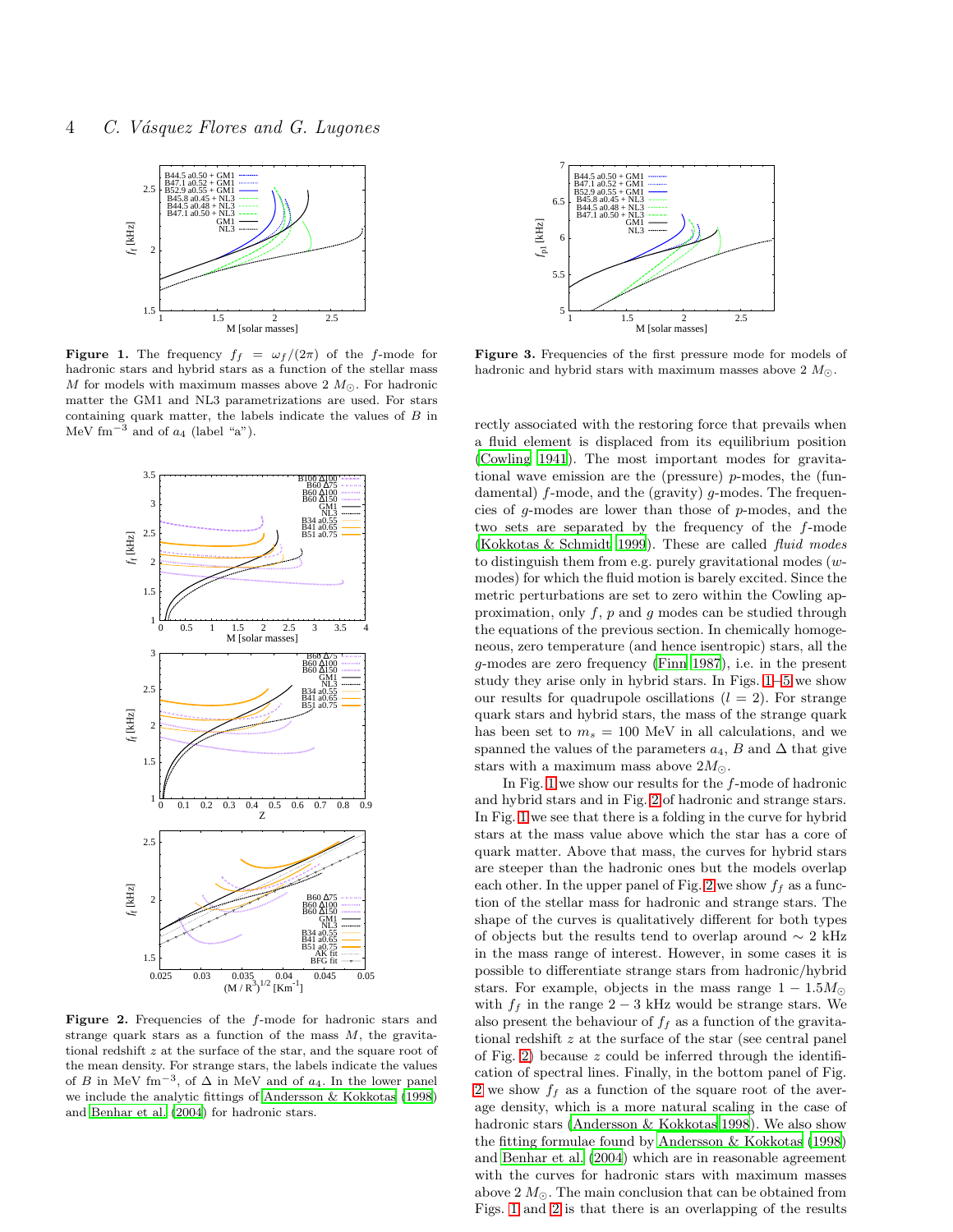**Figure 1.** The frequency $f_f = \omega_f/(2\pi)$ of the $f$-mode for hadronic stars and hybrid stars as a function of the stellar mass $M$ for models with maximum masses above 2 $M_\odot$. For hadronic matter the GM1 and NL3 parametrizations are used. For stars containing quark matter, the labels indicate the values of $B$ in MeV fm$^{-3}$ and of $a_4$ (label "a").

**Figure 2.** Frequencies of the $f$-mode for hadronic stars and strange quark stars as a function of the mass $M$, the gravitational redshift $z$ at the surface of the star, and the square root of the mean density. For strange stars, the labels indicate the values of $B$ in MeV fm$^{-3}$, of $\Delta$ in MeV and of $a_4$. In the lower panel we include the analytic fittings of Andersson & Kokkotas (1998) and Benhar et al. (2004) for hadronic stars.

**Figure 3.** Frequencies of the first pressure mode for models of hadronic and hybrid stars with maximum masses above 2 $M_\odot$.

rectly associated with the restoring force that prevails when a fluid element is displaced from its equilibrium position (Cowling 1941). The most important modes for gravitational wave emission are the (pressure) $p$-modes, the (fundamental) $f$-mode, and the (gravity) $g$-modes. The frequencies of $g$-modes are lower than those of $p$-modes, and the two sets are separated by the frequency of the $f$-mode (Kokkotas & Schmidt 1999). These are called *fluid modes* to distinguish them from e.g. purely gravitational modes ($w$-modes) for which the fluid motion is barely excited. Since the metric perturbations are set to zero within the Cowling approximation, only $f$, $p$ and $g$ modes can be studied through the equations of the previous section. In chemically homogeneous, zero temperature (and hence isentropic) stars, all the $g$-modes are zero frequency (Finn 1987), i.e. in the present study they arise only in hybrid stars. In Figs. 1–5 we show our results for quadrupole oscillations ($l = 2$). For strange quark stars and hybrid stars, the mass of the strange quark has been set to $m_s = 100$ MeV in all calculations, and we spanned the values of the parameters $a_4$, $B$ and $\Delta$ that give stars with a maximum mass above $2M_\odot$.

In Fig. 1 we show our results for the $f$-mode of hadronic and hybrid stars and in Fig. 2 of hadronic and strange stars. In Fig. 1 we see that there is a folding in the curve for hybrid stars at the mass value above which the star has a core of quark matter. Above that mass, the curves for hybrid stars are steeper than the hadronic ones but the models overlap each other. In the upper panel of Fig. 2 we show $f_f$ as a function of the stellar mass for hadronic and strange stars. The shape of the curves is qualitatively different for both types of objects but the results tend to overlap around $\sim 2$ kHz in the mass range of interest. However, in some cases it is possible to differentiate strange stars from hadronic/hybrid stars. For example, objects in the mass range $1 - 1.5M_\odot$ with $f_f$ in the range $2 - 3$ kHz would be strange stars. We also present the behaviour of $f_f$ as a function of the gravitational redshift $z$ at the surface of the star (see central panel of Fig. 2) because $z$ could be inferred through the identification of spectral lines. Finally, in the bottom panel of Fig. 2 we show $f_f$ as a function of the square root of the average density, which is a more natural scaling in the case of hadronic stars (Andersson & Kokkotas 1998). We also show the fitting formulae found by Andersson & Kokkotas (1998) and Benhar et al. (2004) which are in reasonable agreement with the curves for hadronic stars with maximum masses above 2 $M_\odot$. The main conclusion that can be obtained from Figs. 1 and 2 is that there is an overlapping of the results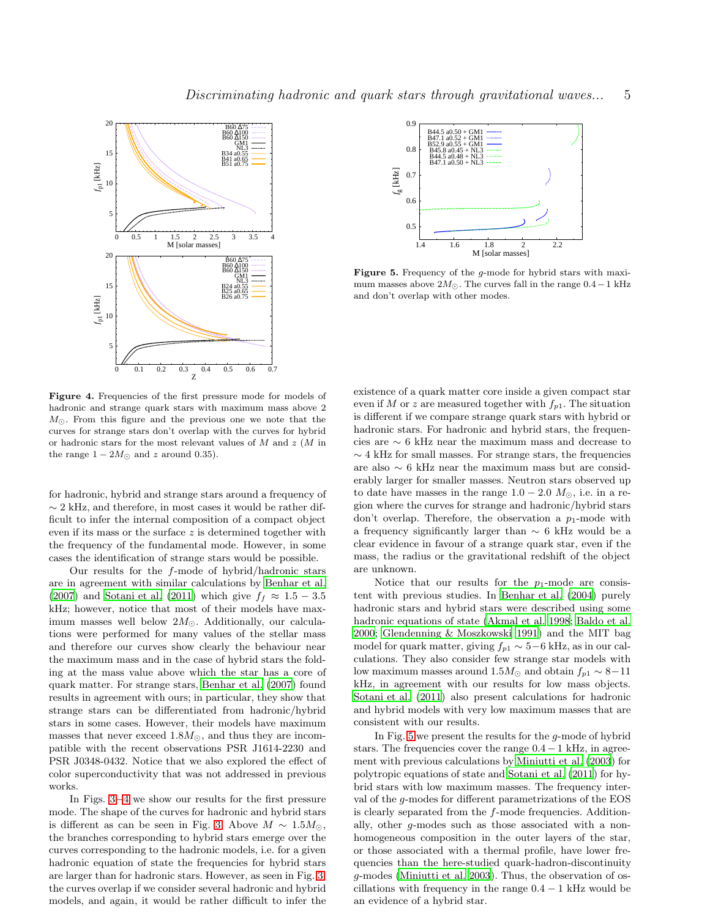**Figure 4.** Frequencies of the first pressure mode for models of hadronic and strange quark stars with maximum mass above 2 $M_{\odot}$. From this figure and the previous one we note that the curves for strange stars don't overlap with the curves for hybrid or hadronic stars for the most relevant values of $M$ and $z$ ($M$ in the range $1-2M_{\odot}$ and $z$ around 0.35).

**Figure 5.** Frequency of the $g$-mode for hybrid stars with maximum masses above $2M_{\odot}$. The curves fall in the range $0.4-1$ kHz and don't overlap with other modes.

for hadronic, hybrid and strange stars around a frequency of $\sim 2$ kHz, and therefore, in most cases it would be rather difficult to infer the internal composition of a compact object even if its mass or the surface $z$ is determined together with the frequency of the fundamental mode. However, in some cases the identification of strange stars would be possible.

Our results for the $f$-mode of hybrid/hadronic stars are in agreement with similar calculations by Benhar et al. (2007) and Sotani et al. (2011) which give $f_f \approx 1.5-3.5$ kHz; however, notice that most of their models have maximum masses well below $2M_{\odot}$. Additionally, our calculations were performed for many values of the stellar mass and therefore our curves show clearly the behaviour near the maximum mass and in the case of hybrid stars the folding at the mass value above which the star has a core of quark matter. For strange stars, Benhar et al. (2007) found results in agreement with ours; in particular, they show that strange stars can be differentiated from hadronic/hybrid stars in some cases. However, their models have maximum masses that never exceed $1.8M_{\odot}$, and thus they are incompatible with the recent observations PSR J1614-2230 and PSR J0348-0432. Notice that we also explored the effect of color superconductivity that was not addressed in previous works.

In Figs. 3–4 we show our results for the first pressure mode. The shape of the curves for hadronic and hybrid stars is different as can be seen in Fig. 3. Above $M \sim 1.5M_{\odot}$, the branches corresponding to hybrid stars emerge over the curves corresponding to the hadronic models, i.e. for a given hadronic equation of state the frequencies for hybrid stars are larger than for hadronic stars. However, as seen in Fig. 3, the curves overlap if we consider several hadronic and hybrid models, and again, it would be rather difficult to infer the existence of a quark matter core inside a given compact star even if $M$ or $z$ are measured together with $f_{p1}$. The situation is different if we compare strange quark stars with hybrid or hadronic stars. For hadronic and hybrid stars, the frequencies are $\sim 6$ kHz near the maximum mass and decrease to $\sim 4$ kHz for small masses. For strange stars, the frequencies are also $\sim 6$ kHz near the maximum mass but are considerably larger for smaller masses. Neutron stars observed up to date have masses in the range $1.0-2.0$ $M_{\odot}$, i.e. in a region where the curves for strange and hadronic/hybrid stars don't overlap. Therefore, the observation a $p_1$-mode with a frequency significantly larger than $\sim 6$ kHz would be a clear evidence in favour of a strange quark star, even if the mass, the radius or the gravitational redshift of the object are unknown.

Notice that our results for the $p_1$-mode are consistent with previous studies. In Benhar et al. (2004) purely hadronic stars and hybrid stars were described using some hadronic equations of state (Akmal et al. 1998; Baldo et al. 2000; Glendenning & Moszkowski 1991) and the MIT bag model for quark matter, giving $f_{p1} \sim 5-6$ kHz, as in our calculations. They also consider few strange star models with low maximum masses around $1.5M_{\odot}$ and obtain $f_{p1} \sim 8-11$ kHz, in agreement with our results for low mass objects. Sotani et al. (2011) also present calculations for hadronic and hybrid models with very low maximum masses that are consistent with our results.

In Fig. 5 we present the results for the $g$-mode of hybrid stars. The frequencies cover the range $0.4-1$ kHz, in agreement with previous calculations by Miniutti et al. (2003) for polytropic equations of state and Sotani et al. (2011) for hybrid stars with low maximum masses. The frequency interval of the $g$-modes for different parametrizations of the EOS is clearly separated from the $f$-mode frequencies. Additionally, other $g$-modes such as those associated with a non-homogeneous composition in the outer layers of the star, or those associated with a thermal profile, have lower frequencies than the here-studied quark-hadron-discontinuity $g$-modes (Miniutti et al. 2003). Thus, the observation of oscillations with frequency in the range $0.4-1$ kHz would be an evidence of a hybrid star.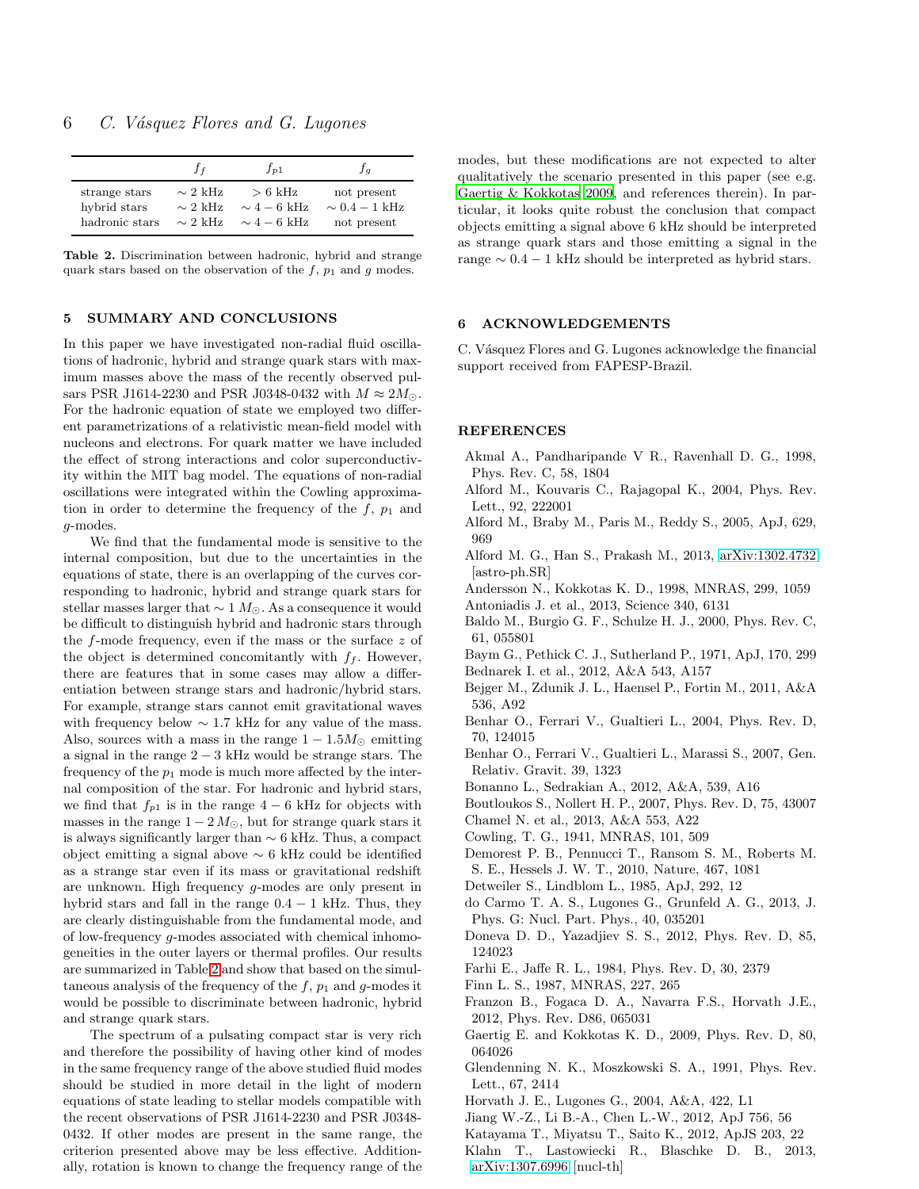|  | $f_f$ | $f_{p1}$ | $f_g$ |
|---|---|---|---|
| strange stars | $\sim 2$ kHz | $> 6$ kHz | not present |
| hybrid stars | $\sim 2$ kHz | $\sim 4-6$ kHz | $\sim 0.4 - 1$ kHz |
| hadronic stars | $\sim 2$ kHz | $\sim 4-6$ kHz | not present |

**Table 2.** Discrimination between hadronic, hybrid and strange quark stars based on the observation of the $f$, $p_1$ and $g$ modes.

## 5 SUMMARY AND CONCLUSIONS

In this paper we have investigated non-radial fluid oscillations of hadronic, hybrid and strange quark stars with maximum masses above the mass of the recently observed pulsars PSR J1614-2230 and PSR J0348-0432 with $M \approx 2M_{\odot}$. For the hadronic equation of state we employed two different parametrizations of a relativistic mean-field model with nucleons and electrons. For quark matter we have included the effect of strong interactions and color superconductivity within the MIT bag model. The equations of non-radial oscillations were integrated within the Cowling approximation in order to determine the frequency of the $f$, $p_1$ and $g$-modes.

We find that the fundamental mode is sensitive to the internal composition, but due to the uncertainties in the equations of state, there is an overlapping of the curves corresponding to hadronic, hybrid and strange quark stars for stellar masses larger that $\sim 1\,M_{\odot}$. As a consequence it would be difficult to distinguish hybrid and hadronic stars through the $f$-mode frequency, even if the mass or the surface $z$ of the object is determined concomitantly with $f_f$. However, there are features that in some cases may allow a differentiation between strange stars and hadronic/hybrid stars. For example, strange stars cannot emit gravitational waves with frequency below $\sim 1.7$ kHz for any value of the mass. Also, sources with a mass in the range $1 - 1.5M_{\odot}$ emitting a signal in the range $2 - 3$ kHz would be strange stars. The frequency of the $p_1$ mode is much more affected by the internal composition of the star. For hadronic and hybrid stars, we find that $f_{p1}$ is in the range $4 - 6$ kHz for objects with masses in the range $1 - 2\,M_{\odot}$, but for strange quark stars it is always significantly larger than $\sim 6$ kHz. Thus, a compact object emitting a signal above $\sim 6$ kHz could be identified as a strange star even if its mass or gravitational redshift are unknown. High frequency $g$-modes are only present in hybrid stars and fall in the range $0.4 - 1$ kHz. Thus, they are clearly distinguishable from the fundamental mode, and of low-frequency $g$-modes associated with chemical inhomogeneities in the outer layers or thermal profiles. Our results are summarized in Table 2 and show that based on the simultaneous analysis of the frequency of the $f$, $p_1$ and $g$-modes it would be possible to discriminate between hadronic, hybrid and strange quark stars.

The spectrum of a pulsating compact star is very rich and therefore the possibility of having other kind of modes in the same frequency range of the above studied fluid modes should be studied in more detail in the light of modern equations of state leading to stellar models compatible with the recent observations of PSR J1614-2230 and PSR J0348-0432. If other modes are present in the same range, the criterion presented above may be less effective. Additionally, rotation is known to change the frequency range of the modes, but these modifications are not expected to alter qualitatively the scenario presented in this paper (see e.g. Gaertig & Kokkotas 2009, and references therein). In particular, it looks quite robust the conclusion that compact objects emitting a signal above 6 kHz should be interpreted as strange quark stars and those emitting a signal in the range $\sim 0.4 - 1$ kHz should be interpreted as hybrid stars.

## 6 ACKNOWLEDGEMENTS

C. Vásquez Flores and G. Lugones acknowledge the financial support received from FAPESP-Brazil.

## REFERENCES

Akmal A., Pandharipande V R., Ravenhall D. G., 1998, Phys. Rev. C, 58, 1804

Alford M., Kouvaris C., Rajagopal K., 2004, Phys. Rev. Lett., 92, 222001

Alford M., Braby M., Paris M., Reddy S., 2005, ApJ, 629, 969

Alford M. G., Han S., Prakash M., 2013, arXiv:1302.4732 [astro-ph.SR]

Andersson N., Kokkotas K. D., 1998, MNRAS, 299, 1059

Antoniadis J. et al., 2013, Science 340, 6131

Baldo M., Burgio G. F., Schulze H. J., 2000, Phys. Rev. C, 61, 055801

Baym G., Pethick C. J., Sutherland P., 1971, ApJ, 170, 299

Bednarek I. et al., 2012, A&A 543, A157

Bejger M., Zdunik J. L., Haensel P., Fortin M., 2011, A&A 536, A92

Benhar O., Ferrari V., Gualtieri L., 2004, Phys. Rev. D, 70, 124015

Benhar O., Ferrari V., Gualtieri L., Marassi S., 2007, Gen. Relativ. Gravit. 39, 1323

Bonanno L., Sedrakian A., 2012, A&A, 539, A16

Boutloukos S., Nollert H. P., 2007, Phys. Rev. D, 75, 43007

Chamel N. et al., 2013, A&A 553, A22

Cowling, T. G., 1941, MNRAS, 101, 509

Demorest P. B., Pennucci T., Ransom S. M., Roberts M. S. E., Hessels J. W. T., 2010, Nature, 467, 1081

Detweiler S., Lindblom L., 1985, ApJ, 292, 12

do Carmo T. A. S., Lugones G., Grunfeld A. G., 2013, J. Phys. G: Nucl. Part. Phys., 40, 035201

Doneva D. D., Yazadjiev S. S., 2012, Phys. Rev. D, 85, 124023

Farhi E., Jaffe R. L., 1984, Phys. Rev. D, 30, 2379

Finn L. S., 1987, MNRAS, 227, 265

Franzon B., Fogaca D. A., Navarra F.S., Horvath J.E., 2012, Phys. Rev. D86, 065031

Gaertig E. and Kokkotas K. D., 2009, Phys. Rev. D, 80, 064026

Glendenning N. K., Moszkowski S. A., 1991, Phys. Rev. Lett., 67, 2414

Horvath J. E., Lugones G., 2004, A&A, 422, L1

Jiang W.-Z., Li B.-A., Chen L.-W., 2012, ApJ 756, 56

Katayama T., Miyatsu T., Saito K., 2012, ApJS 203, 22

Klahn T., Lastowiecki R., Blaschke D. B., 2013, arXiv:1307.6996 [nucl-th]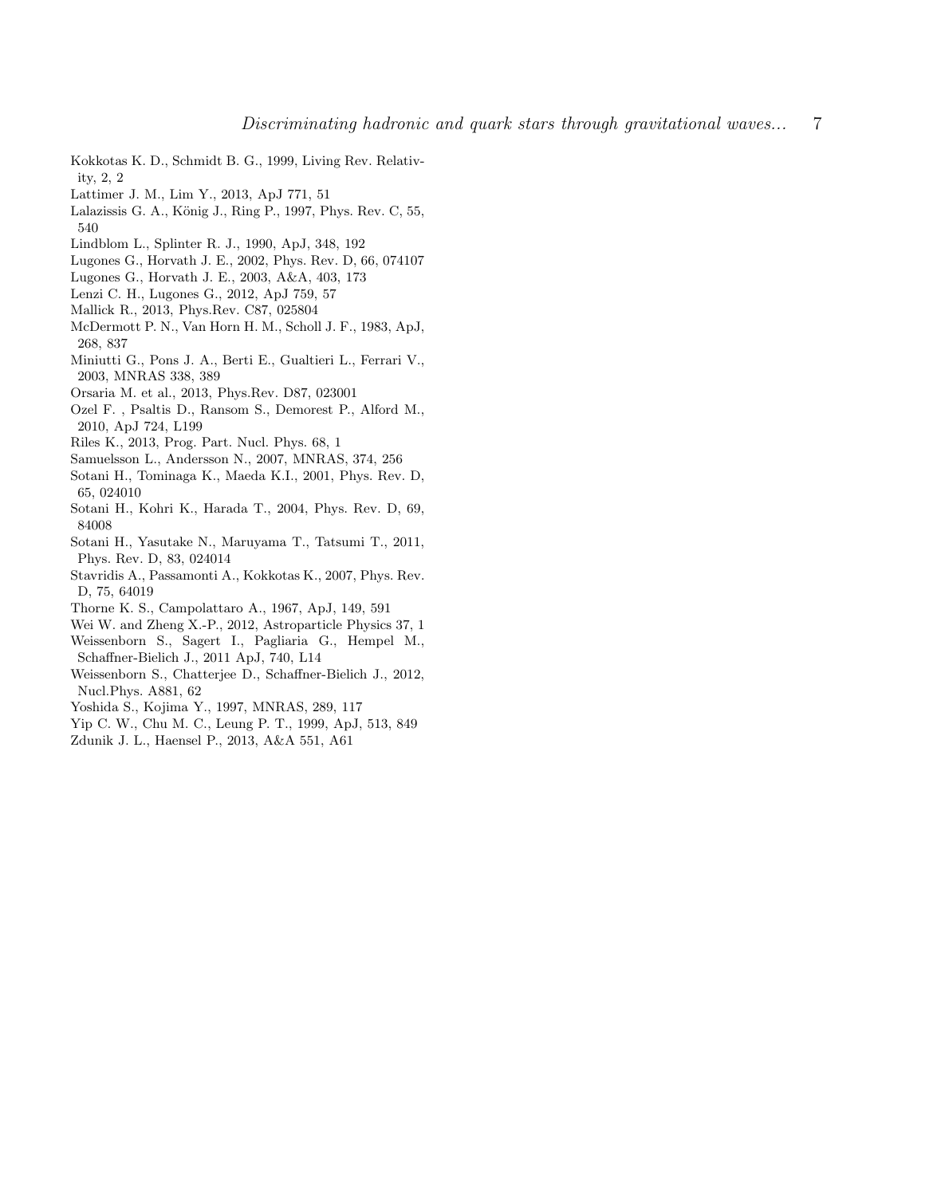Kokkotas K. D., Schmidt B. G., 1999, Living Rev. Relativity, 2, 2

Lattimer J. M., Lim Y., 2013, ApJ 771, 51

Lalazissis G. A., König J., Ring P., 1997, Phys. Rev. C, 55, 540

Lindblom L., Splinter R. J., 1990, ApJ, 348, 192

Lugones G., Horvath J. E., 2002, Phys. Rev. D, 66, 074107

Lugones G., Horvath J. E., 2003, A&A, 403, 173

Lenzi C. H., Lugones G., 2012, ApJ 759, 57

Mallick R., 2013, Phys.Rev. C87, 025804

McDermott P. N., Van Horn H. M., Scholl J. F., 1983, ApJ, 268, 837

Miniutti G., Pons J. A., Berti E., Gualtieri L., Ferrari V., 2003, MNRAS 338, 389

Orsaria M. et al., 2013, Phys.Rev. D87, 023001

Ozel F. , Psaltis D., Ransom S., Demorest P., Alford M., 2010, ApJ 724, L199

Riles K., 2013, Prog. Part. Nucl. Phys. 68, 1

Samuelsson L., Andersson N., 2007, MNRAS, 374, 256

Sotani H., Tominaga K., Maeda K.I., 2001, Phys. Rev. D, 65, 024010

Sotani H., Kohri K., Harada T., 2004, Phys. Rev. D, 69, 84008

Sotani H., Yasutake N., Maruyama T., Tatsumi T., 2011, Phys. Rev. D, 83, 024014

Stavridis A., Passamonti A., Kokkotas K., 2007, Phys. Rev. D, 75, 64019

Thorne K. S., Campolattaro A., 1967, ApJ, 149, 591

Wei W. and Zheng X.-P., 2012, Astroparticle Physics 37, 1

Weissenborn S., Sagert I., Pagliaria G., Hempel M., Schaffner-Bielich J., 2011 ApJ, 740, L14

Weissenborn S., Chatterjee D., Schaffner-Bielich J., 2012, Nucl.Phys. A881, 62

Yoshida S., Kojima Y., 1997, MNRAS, 289, 117

Yip C. W., Chu M. C., Leung P. T., 1999, ApJ, 513, 849

Zdunik J. L., Haensel P., 2013, A&A 551, A61